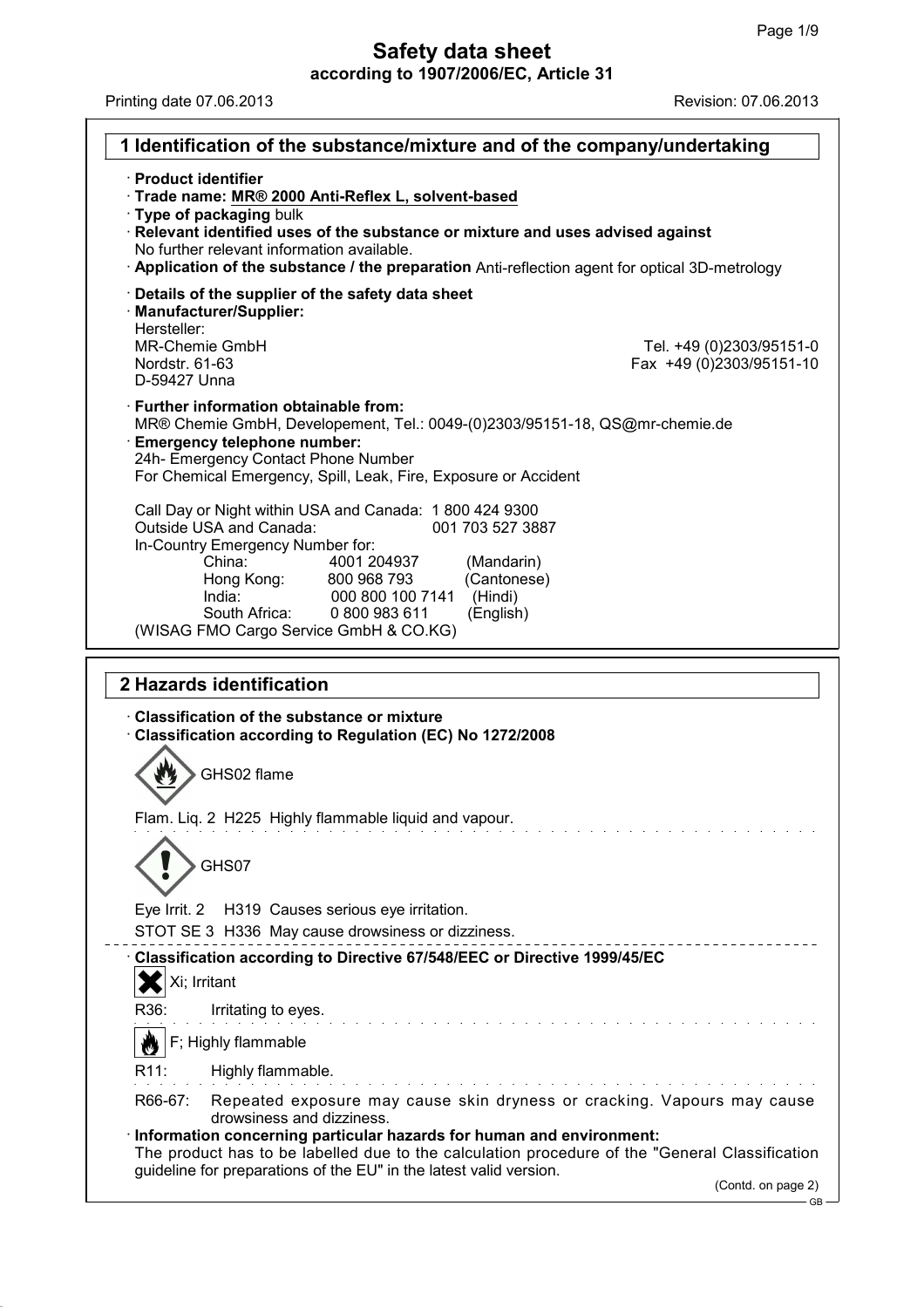# Safety data sheet

**according to 1907/2006/EC, Article 31**

Printing date 07.06.2013 Revision: 07.06.2013

## 1 Identification of the substance/mixture and of the company/undertaking

· **Product identifier**

· **Trade name: MR® 2000 Anti-Reflex L, solvent-based**

· **Type of packaging** bulk

· **Relevant identified uses of the substance or mixture and uses advised against**
No further relevant information available.

· **Application of the substance / the preparation** Anti-reflection agent for optical 3D-metrology

· **Details of the supplier of the safety data sheet**

· **Manufacturer/Supplier:**

Hersteller:
MR-Chemie GmbH
Nordstr. 61-63
D-59427 Unna

Tel. +49 (0)2303/95151-0
Fax +49 (0)2303/95151-10

· **Further information obtainable from:**
MR® Chemie GmbH, Developement, Tel.: 0049-(0)2303/95151-18, QS@mr-chemie.de

· **Emergency telephone number:**
24h- Emergency Contact Phone Number
For Chemical Emergency, Spill, Leak, Fire, Exposure or Accident

Call Day or Night within USA and Canada: 1 800 424 9300
Outside USA and Canada: 001 703 527 3887
In-Country Emergency Number for:

| | | |
|---|---|---|
| China: | 4001 204937 | (Mandarin) |
| Hong Kong: | 800 968 793 | (Cantonese) |
| India: | 000 800 100 7141 | (Hindi) |
| South Africa: | 0 800 983 611 | (English) |

(WISAG FMO Cargo Service GmbH & CO.KG)

## 2 Hazards identification

· **Classification of the substance or mixture**

· **Classification according to Regulation (EC) No 1272/2008**

GHS02 flame

Flam. Liq. 2 H225 Highly flammable liquid and vapour.

GHS07

Eye Irrit. 2 H319 Causes serious eye irritation.

STOT SE 3 H336 May cause drowsiness or dizziness.

· **Classification according to Directive 67/548/EEC or Directive 1999/45/EC**

Xi; Irritant

R36: Irritating to eyes.

F; Highly flammable

R11: Highly flammable.

R66-67: Repeated exposure may cause skin dryness or cracking. Vapours may cause drowsiness and dizziness.

· **Information concerning particular hazards for human and environment:**
The product has to be labelled due to the calculation procedure of the "General Classification guideline for preparations of the EU" in the latest valid version.

(Contd. on page 2)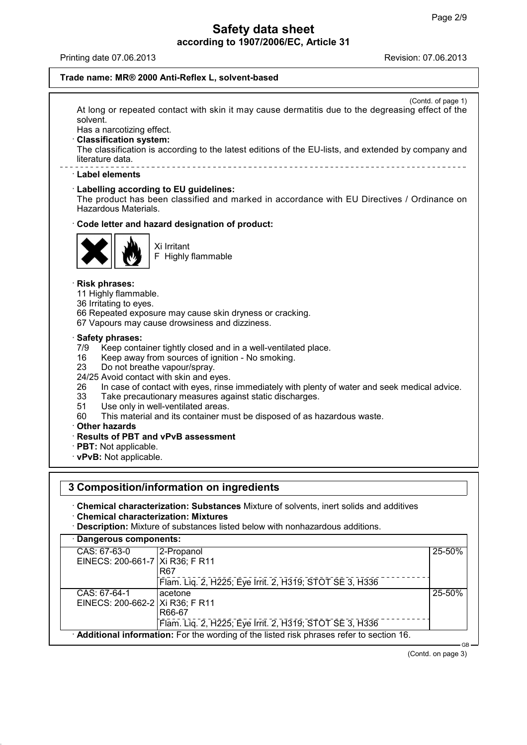(Contd. of page 1)

At long or repeated contact with skin it may cause dermatitis due to the degreasing effect of the solvent.

Has a narcotizing effect.

· **Classification system:**
The classification is according to the latest editions of the EU-lists, and extended by company and literature data.

· **Label elements**

· **Labelling according to EU guidelines:**
The product has been classified and marked in accordance with EU Directives / Ordinance on Hazardous Materials.

· **Code letter and hazard designation of product:**

Xi Irritant
F Highly flammable

· **Risk phrases:**
11 Highly flammable.
36 Irritating to eyes.
66 Repeated exposure may cause skin dryness or cracking.
67 Vapours may cause drowsiness and dizziness.

· **Safety phrases:**
7/9 Keep container tightly closed and in a well-ventilated place.
16 Keep away from sources of ignition - No smoking.
23 Do not breathe vapour/spray.
24/25 Avoid contact with skin and eyes.
26 In case of contact with eyes, rinse immediately with plenty of water and seek medical advice.
33 Take precautionary measures against static discharges.
51 Use only in well-ventilated areas.
60 This material and its container must be disposed of as hazardous waste.

· **Other hazards**
· **Results of PBT and vPvB assessment**
· **PBT:** Not applicable.
· **vPvB:** Not applicable.

## 3 Composition/information on ingredients

· **Chemical characterization: Substances** Mixture of solvents, inert solids and additives
· **Chemical characterization: Mixtures**
· **Description:** Mixture of substances listed below with nonhazardous additions.

· **Dangerous components:**

| | | |
|---|---|---|
| CAS: 67-63-0<br>EINECS: 200-661-7 | 2-Propanol<br>Xi R36; F R11<br>R67<br>Flam. Liq. 2, H225; Eye Irrit. 2, H319; STOT SE 3, H336 | 25-50% |
| CAS: 67-64-1<br>EINECS: 200-662-2 | acetone<br>Xi R36; F R11<br>R66-67<br>Flam. Liq. 2, H225; Eye Irrit. 2, H319; STOT SE 3, H336 | 25-50% |

· **Additional information:** For the wording of the listed risk phrases refer to section 16.

(Contd. on page 3)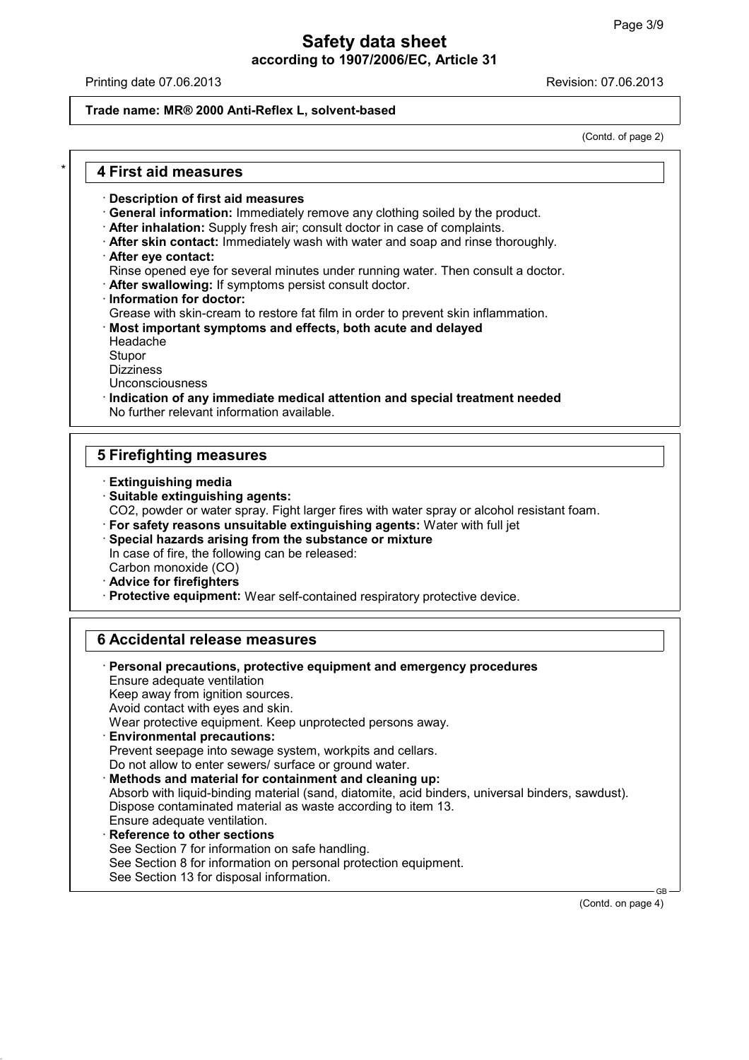## 4 First aid measures

· **Description of first aid measures**
· **General information:** Immediately remove any clothing soiled by the product.
· **After inhalation:** Supply fresh air; consult doctor in case of complaints.
· **After skin contact:** Immediately wash with water and soap and rinse thoroughly.
· **After eye contact:**
Rinse opened eye for several minutes under running water. Then consult a doctor.
· **After swallowing:** If symptoms persist consult doctor.
· **Information for doctor:**
Grease with skin-cream to restore fat film in order to prevent skin inflammation.
· **Most important symptoms and effects, both acute and delayed**
Headache
Stupor
Dizziness
Unconsciousness
· **Indication of any immediate medical attention and special treatment needed**
No further relevant information available.

## 5 Firefighting measures

· **Extinguishing media**
· **Suitable extinguishing agents:**
$CO_2$, powder or water spray. Fight larger fires with water spray or alcohol resistant foam.
· **For safety reasons unsuitable extinguishing agents:** Water with full jet
· **Special hazards arising from the substance or mixture**
In case of fire, the following can be released:
Carbon monoxide (CO)
· **Advice for firefighters**
· **Protective equipment:** Wear self-contained respiratory protective device.

## 6 Accidental release measures

· **Personal precautions, protective equipment and emergency procedures**
Ensure adequate ventilation
Keep away from ignition sources.
Avoid contact with eyes and skin.
Wear protective equipment. Keep unprotected persons away.
· **Environmental precautions:**
Prevent seepage into sewage system, workpits and cellars.
Do not allow to enter sewers/ surface or ground water.
· **Methods and material for containment and cleaning up:**
Absorb with liquid-binding material (sand, diatomite, acid binders, universal binders, sawdust).
Dispose contaminated material as waste according to item 13.
Ensure adequate ventilation.
· **Reference to other sections**
See Section 7 for information on safe handling.
See Section 8 for information on personal protection equipment.
See Section 13 for disposal information.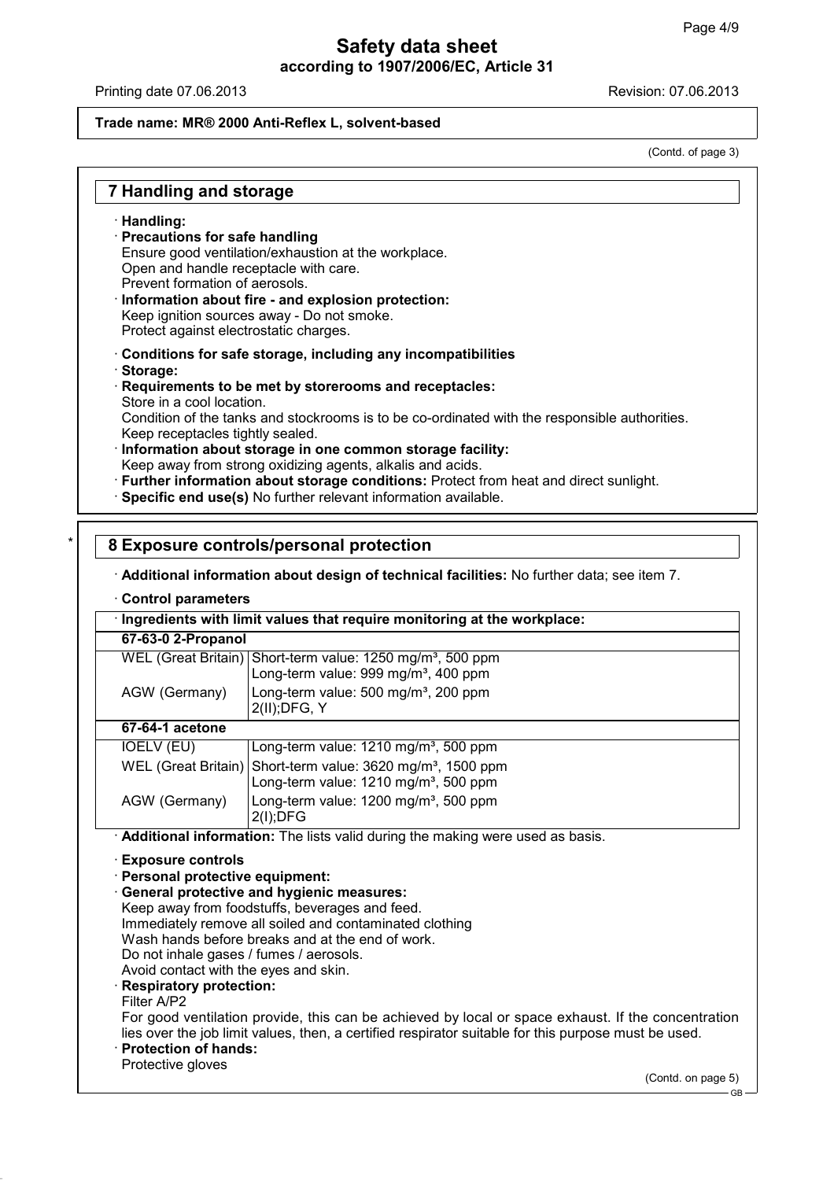**Trade name: MR® 2000 Anti-Reflex L, solvent-based**

(Contd. of page 3)

## 7 Handling and storage

· **Handling:**

· **Precautions for safe handling**
Ensure good ventilation/exhaustion at the workplace.
Open and handle receptacle with care.
Prevent formation of aerosols.

· **Information about fire - and explosion protection:**
Keep ignition sources away - Do not smoke.
Protect against electrostatic charges.

· **Conditions for safe storage, including any incompatibilities**

· **Storage:**

· **Requirements to be met by storerooms and receptacles:**
Store in a cool location.
Condition of the tanks and stockrooms is to be co-ordinated with the responsible authorities.
Keep receptacles tightly sealed.

· **Information about storage in one common storage facility:**
Keep away from strong oxidizing agents, alkalis and acids.

· **Further information about storage conditions:** Protect from heat and direct sunlight.

· **Specific end use(s)** No further relevant information available.

## * 8 Exposure controls/personal protection

· **Additional information about design of technical facilities:** No further data; see item 7.

· **Control parameters**

| · **Ingredients with limit values that require monitoring at the workplace:** | |
|---|---|
| **67-63-0 2-Propanol** | |
| WEL (Great Britain) | Short-term value: 1250 mg/m³, 500 ppm<br>Long-term value: 999 mg/m³, 400 ppm |
| AGW (Germany) | Long-term value: 500 mg/m³, 200 ppm<br>2(II);DFG, Y |
| **67-64-1 acetone** | |
| IOELV (EU) | Long-term value: 1210 mg/m³, 500 ppm |
| WEL (Great Britain) | Short-term value: 3620 mg/m³, 1500 ppm<br>Long-term value: 1210 mg/m³, 500 ppm |
| AGW (Germany) | Long-term value: 1200 mg/m³, 500 ppm<br>2(I);DFG |

· **Additional information:** The lists valid during the making were used as basis.

· **Exposure controls**

· **Personal protective equipment:**

· **General protective and hygienic measures:**
Keep away from foodstuffs, beverages and feed.
Immediately remove all soiled and contaminated clothing
Wash hands before breaks and at the end of work.
Do not inhale gases / fumes / aerosols.
Avoid contact with the eyes and skin.

· **Respiratory protection:**
Filter A/P2
For good ventilation provide, this can be achieved by local or space exhaust. If the concentration lies over the job limit values, then, a certified respirator suitable for this purpose must be used.

· **Protection of hands:**
Protective gloves

(Contd. on page 5)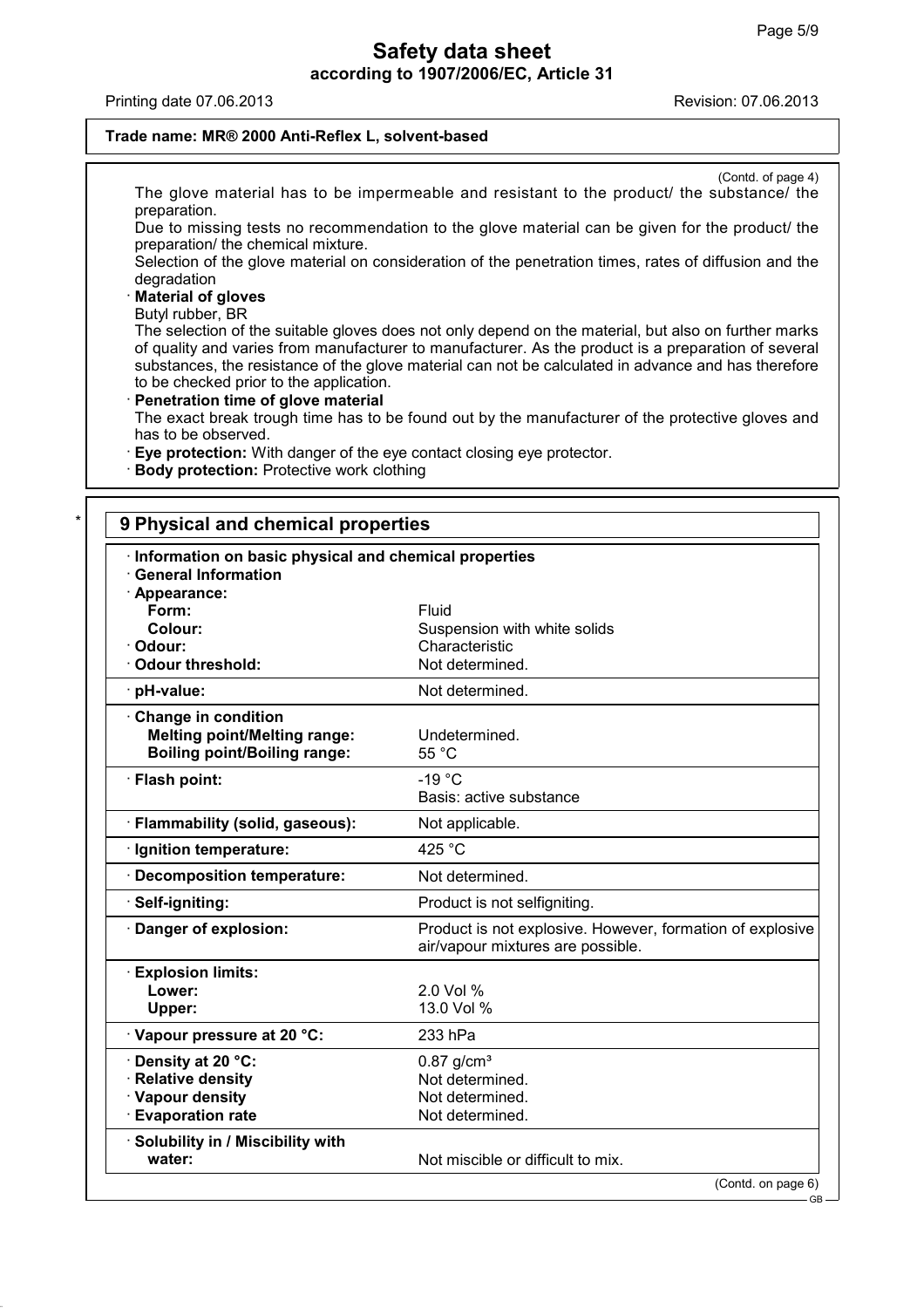(Contd. of page 4)

The glove material has to be impermeable and resistant to the product/ the substance/ the preparation.

Due to missing tests no recommendation to the glove material can be given for the product/ the preparation/ the chemical mixture.

Selection of the glove material on consideration of the penetration times, rates of diffusion and the degradation

· **Material of gloves**

Butyl rubber, BR

The selection of the suitable gloves does not only depend on the material, but also on further marks of quality and varies from manufacturer to manufacturer. As the product is a preparation of several substances, the resistance of the glove material can not be calculated in advance and has therefore to be checked prior to the application.

· **Penetration time of glove material**

The exact break trough time has to be found out by the manufacturer of the protective gloves and has to be observed.

· **Eye protection:** With danger of the eye contact closing eye protector.

· **Body protection:** Protective work clothing

\*

## 9 Physical and chemical properties

| | |
|---|---|
| · **Information on basic physical and chemical properties** | |
| · **General Information** | |
| · **Appearance:** | |
| **Form:** | Fluid |
| **Colour:** | Suspension with white solids |
| · **Odour:** | Characteristic |
| · **Odour threshold:** | Not determined. |
| · **pH-value:** | Not determined. |
| · **Change in condition** | |
| **Melting point/Melting range:** | Undetermined. |
| **Boiling point/Boiling range:** | 55 °C |
| · **Flash point:** | -19 °C<br>Basis: active substance |
| · **Flammability (solid, gaseous):** | Not applicable. |
| · **Ignition temperature:** | 425 °C |
| · **Decomposition temperature:** | Not determined. |
| · **Self-igniting:** | Product is not selfigniting. |
| · **Danger of explosion:** | Product is not explosive. However, formation of explosive air/vapour mixtures are possible. |
| · **Explosion limits:** | |
| **Lower:** | 2.0 Vol % |
| **Upper:** | 13.0 Vol % |
| · **Vapour pressure at 20 °C:** | 233 hPa |
| · **Density at 20 °C:** | 0.87 g/cm³ |
| · **Relative density** | Not determined. |
| · **Vapour density** | Not determined. |
| · **Evaporation rate** | Not determined. |
| · **Solubility in / Miscibility with** | |
| **water:** | Not miscible or difficult to mix. |

(Contd. on page 6)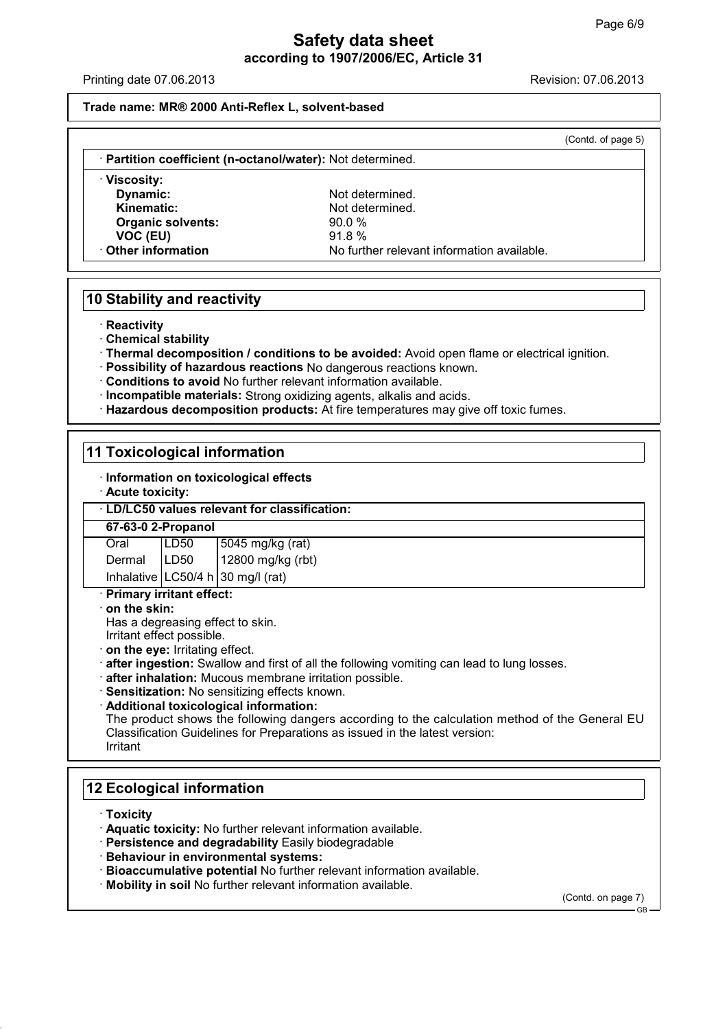**Trade name: MR® 2000 Anti-Reflex L, solvent-based**

(Contd. of page 5)

· **Partition coefficient (n-octanol/water):** Not determined.

· **Viscosity:**

| | |
|---|---|
| **Dynamic:** | Not determined. |
| **Kinematic:** | Not determined. |
| **Organic solvents:** | 90.0 % |
| **VOC (EU)** | 91.8 % |
| · **Other information** | No further relevant information available. |

## 10 Stability and reactivity

· **Reactivity**
· **Chemical stability**
· **Thermal decomposition / conditions to be avoided:** Avoid open flame or electrical ignition.
· **Possibility of hazardous reactions** No dangerous reactions known.
· **Conditions to avoid** No further relevant information available.
· **Incompatible materials:** Strong oxidizing agents, alkalis and acids.
· **Hazardous decomposition products:** At fire temperatures may give off toxic fumes.

## 11 Toxicological information

· **Information on toxicological effects**
· **Acute toxicity:**

· **LD/LC50 values relevant for classification:**

| **67-63-0 2-Propanol** | | |
|---|---|---|
| Oral | LD50 | 5045 mg/kg (rat) |
| Dermal | LD50 | 12800 mg/kg (rbt) |
| Inhalative | LC50/4 h | 30 mg/l (rat) |

· **Primary irritant effect:**
· **on the skin:**
Has a degreasing effect to skin.
Irritant effect possible.
· **on the eye:** Irritating effect.
· **after ingestion:** Swallow and first of all the following vomiting can lead to lung losses.
· **after inhalation:** Mucous membrane irritation possible.
· **Sensitization:** No sensitizing effects known.
· **Additional toxicological information:**
The product shows the following dangers according to the calculation method of the General EU Classification Guidelines for Preparations as issued in the latest version:
Irritant

## 12 Ecological information

· **Toxicity**
· **Aquatic toxicity:** No further relevant information available.
· **Persistence and degradability** Easily biodegradable
· **Behaviour in environmental systems:**
· **Bioaccumulative potential** No further relevant information available.
· **Mobility in soil** No further relevant information available.

(Contd. on page 7)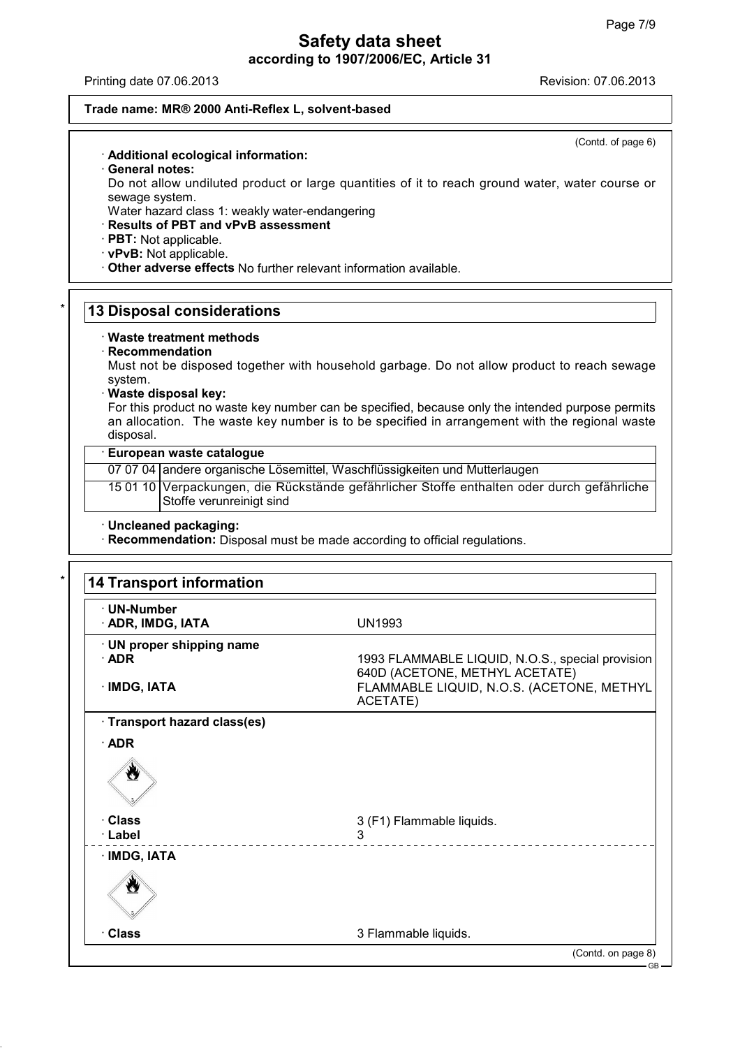(Contd. of page 6)

· **Additional ecological information:**

· **General notes:**

Do not allow undiluted product or large quantities of it to reach ground water, water course or sewage system.

Water hazard class 1: weakly water-endangering

· **Results of PBT and vPvB assessment**

· **PBT:** Not applicable.

· **vPvB:** Not applicable.

· **Other adverse effects** No further relevant information available.

## 13 Disposal considerations

· **Waste treatment methods**

· **Recommendation**

Must not be disposed together with household garbage. Do not allow product to reach sewage system.

· **Waste disposal key:**

For this product no waste key number can be specified, because only the intended purpose permits an allocation. The waste key number is to be specified in arrangement with the regional waste disposal.

| · European waste catalogue | |
|---|---|
| 07 07 04 | andere organische Lösemittel, Waschflüssigkeiten und Mutterlaugen |
| 15 01 10 | Verpackungen, die Rückstände gefährlicher Stoffe enthalten oder durch gefährliche Stoffe verunreinigt sind |

· **Uncleaned packaging:**

· **Recommendation:** Disposal must be made according to official regulations.

## 14 Transport information

| | |
|---|---|
| · **UN-Number** | |
| · **ADR, IMDG, IATA** | UN1993 |
| · **UN proper shipping name** | |
| · **ADR** | 1993 FLAMMABLE LIQUID, N.O.S., special provision 640D (ACETONE, METHYL ACETATE) |
| · **IMDG, IATA** | FLAMMABLE LIQUID, N.O.S. (ACETONE, METHYL ACETATE) |
| · **Transport hazard class(es)** | |
| · **ADR** | |
| · **Class** | 3 (F1) Flammable liquids. |
| · **Label** | 3 |
| · **IMDG, IATA** | |
| · **Class** | 3 Flammable liquids. |

(Contd. on page 8)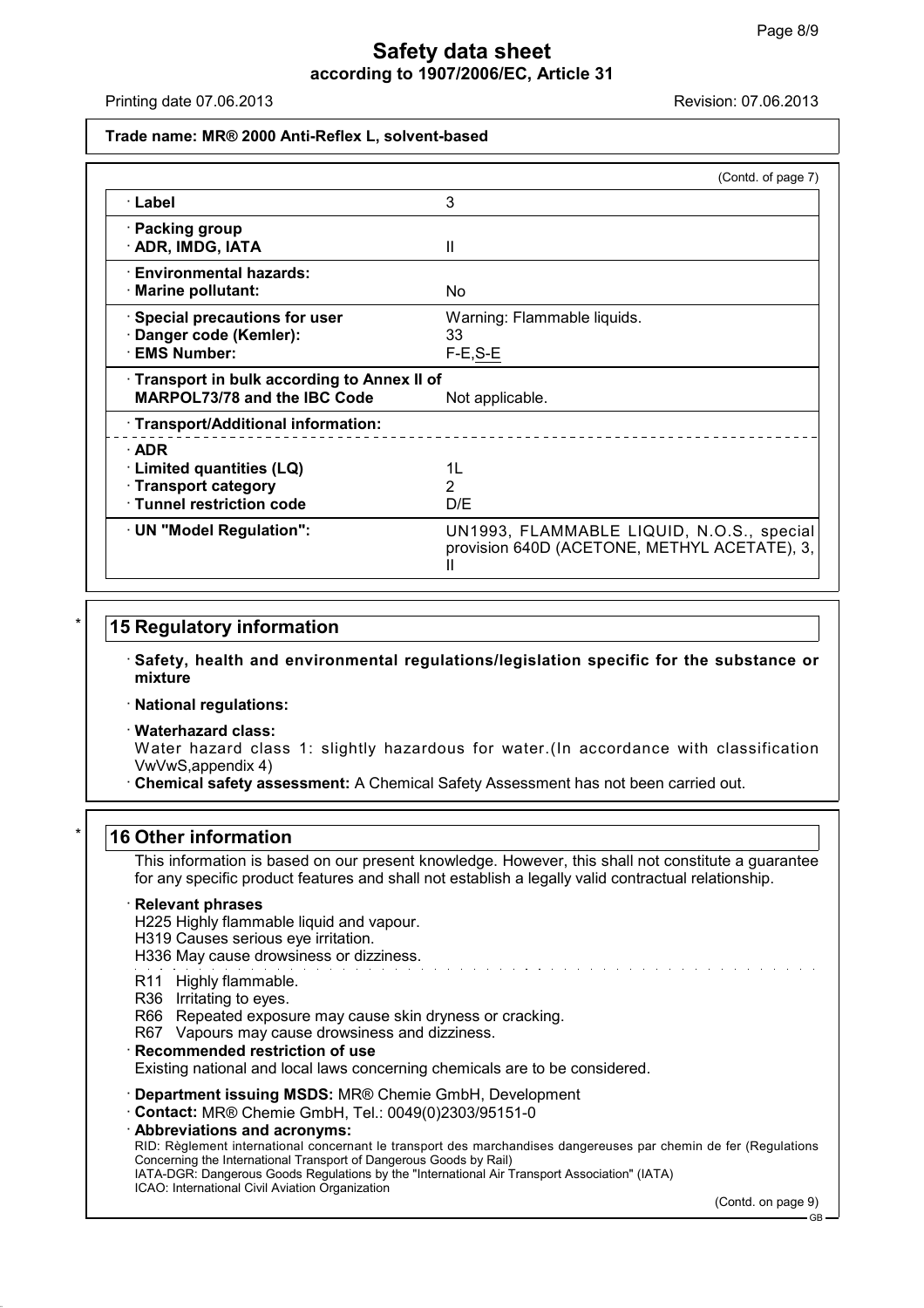(Contd. of page 7)

| | |
|---|---|
| · **Label** | 3 |
| · **Packing group**<br>· **ADR, IMDG, IATA** | II |
| · **Environmental hazards:**<br>· **Marine pollutant:** | No |
| · **Special precautions for user**<br>· **Danger code (Kemler):**<br>· **EMS Number:** | Warning: Flammable liquids.<br>33<br>F-E,S-E |
| · **Transport in bulk according to Annex II of MARPOL73/78 and the IBC Code** | Not applicable. |
| · **Transport/Additional information:** | |
| · **ADR**<br>· **Limited quantities (LQ)**<br>· **Transport category**<br>· **Tunnel restriction code** | <br>1L<br>2<br>D/E |
| · **UN "Model Regulation":** | UN1993, FLAMMABLE LIQUID, N.O.S., special provision 640D (ACETONE, METHYL ACETATE), 3, II |

## 15 Regulatory information

· **Safety, health and environmental regulations/legislation specific for the substance or mixture**

· **National regulations:**

· **Waterhazard class:**
Water hazard class 1: slightly hazardous for water.(In accordance with classification VwVwS,appendix 4)

· **Chemical safety assessment:** A Chemical Safety Assessment has not been carried out.

## 16 Other information

This information is based on our present knowledge. However, this shall not constitute a guarantee for any specific product features and shall not establish a legally valid contractual relationship.

· **Relevant phrases**
H225 Highly flammable liquid and vapour.
H319 Causes serious eye irritation.
H336 May cause drowsiness or dizziness.

R11 Highly flammable.
R36 Irritating to eyes.
R66 Repeated exposure may cause skin dryness or cracking.
R67 Vapours may cause drowsiness and dizziness.

· **Recommended restriction of use**
Existing national and local laws concerning chemicals are to be considered.

· **Department issuing MSDS:** MR® Chemie GmbH, Development
· **Contact:** MR® Chemie GmbH, Tel.: 0049(0)2303/95151-0
· **Abbreviations and acronyms:**
RID: Règlement international concernant le transport des marchandises dangereuses par chemin de fer (Regulations Concerning the International Transport of Dangerous Goods by Rail)
IATA-DGR: Dangerous Goods Regulations by the "International Air Transport Association" (IATA)
ICAO: International Civil Aviation Organization

(Contd. on page 9)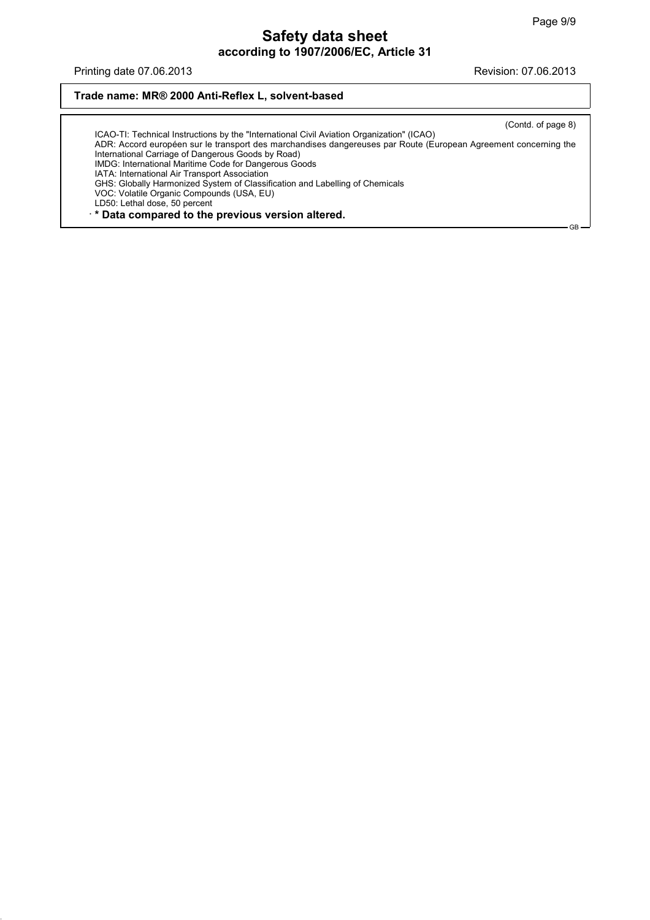(Contd. of page 8)

ICAO-TI: Technical Instructions by the "International Civil Aviation Organization" (ICAO)
ADR: Accord européen sur le transport des marchandises dangereuses par Route (European Agreement concerning the International Carriage of Dangerous Goods by Road)
IMDG: International Maritime Code for Dangerous Goods
IATA: International Air Transport Association
GHS: Globally Harmonized System of Classification and Labelling of Chemicals
VOC: Volatile Organic Compounds (USA, EU)
LD50: Lethal dose, 50 percent

· **\* Data compared to the previous version altered.**

GB